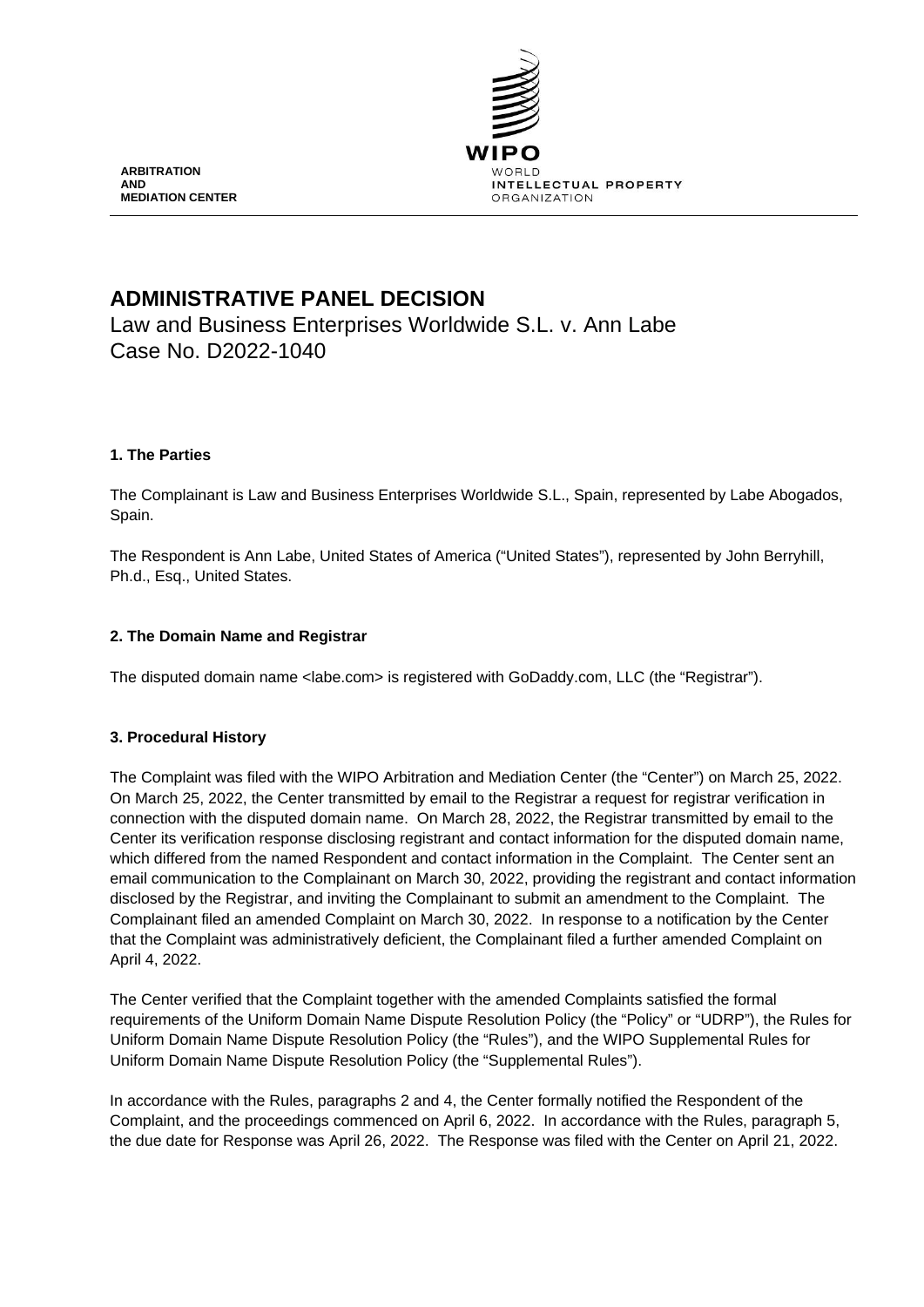ARBITRATION
AND
MEDIATION CENTER

WIPO
WORLD
INTELLECTUAL PROPERTY
ORGANIZATION

# ADMINISTRATIVE PANEL DECISION

Law and Business Enterprises Worldwide S.L. v. Ann Labe
Case No. D2022-1040

## 1. The Parties

The Complainant is Law and Business Enterprises Worldwide S.L., Spain, represented by Labe Abogados, Spain.

The Respondent is Ann Labe, United States of America ("United States"), represented by John Berryhill, Ph.d., Esq., United States.

## 2. The Domain Name and Registrar

The disputed domain name <labe.com> is registered with GoDaddy.com, LLC (the "Registrar").

## 3. Procedural History

The Complaint was filed with the WIPO Arbitration and Mediation Center (the "Center") on March 25, 2022. On March 25, 2022, the Center transmitted by email to the Registrar a request for registrar verification in connection with the disputed domain name. On March 28, 2022, the Registrar transmitted by email to the Center its verification response disclosing registrant and contact information for the disputed domain name, which differed from the named Respondent and contact information in the Complaint. The Center sent an email communication to the Complainant on March 30, 2022, providing the registrant and contact information disclosed by the Registrar, and inviting the Complainant to submit an amendment to the Complaint. The Complainant filed an amended Complaint on March 30, 2022. In response to a notification by the Center that the Complaint was administratively deficient, the Complainant filed a further amended Complaint on April 4, 2022.

The Center verified that the Complaint together with the amended Complaints satisfied the formal requirements of the Uniform Domain Name Dispute Resolution Policy (the "Policy" or "UDRP"), the Rules for Uniform Domain Name Dispute Resolution Policy (the "Rules"), and the WIPO Supplemental Rules for Uniform Domain Name Dispute Resolution Policy (the "Supplemental Rules").

In accordance with the Rules, paragraphs 2 and 4, the Center formally notified the Respondent of the Complaint, and the proceedings commenced on April 6, 2022. In accordance with the Rules, paragraph 5, the due date for Response was April 26, 2022. The Response was filed with the Center on April 21, 2022.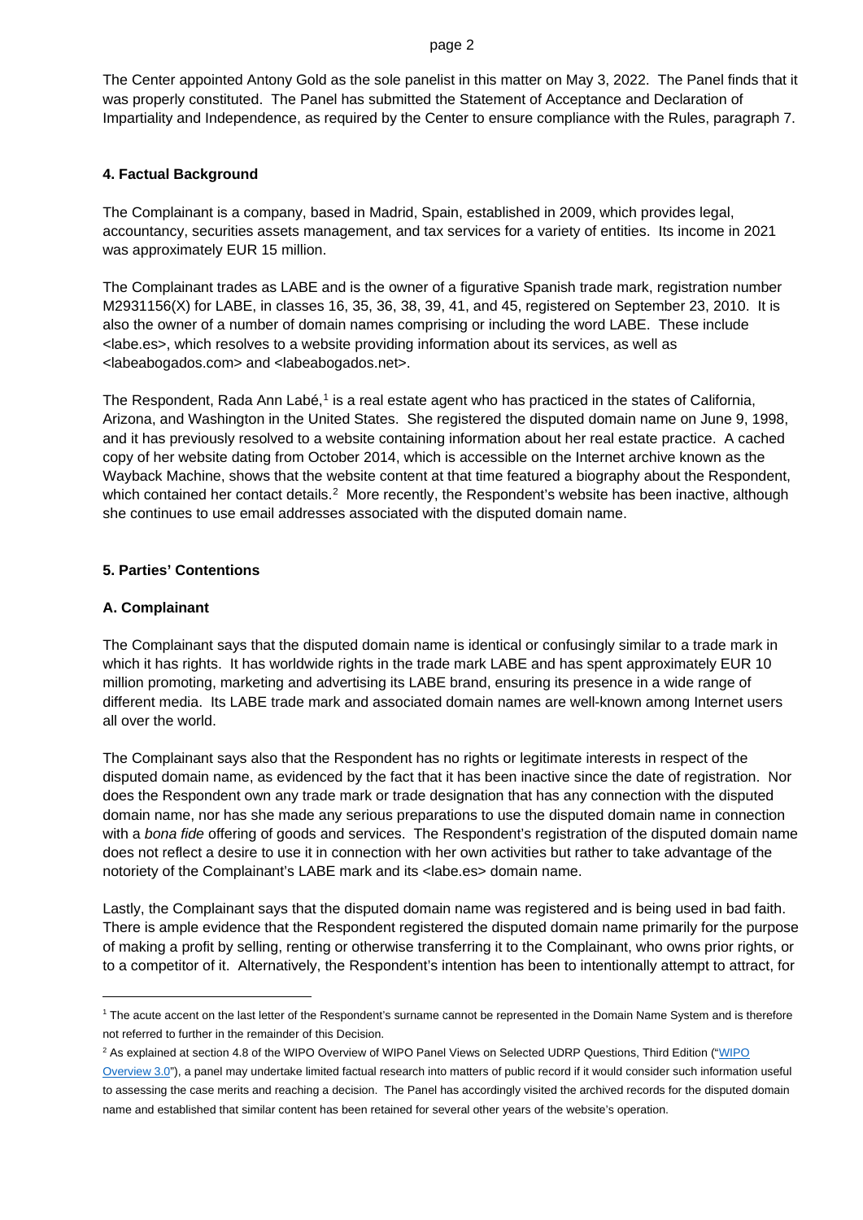The Center appointed Antony Gold as the sole panelist in this matter on May 3, 2022. The Panel finds that it was properly constituted. The Panel has submitted the Statement of Acceptance and Declaration of Impartiality and Independence, as required by the Center to ensure compliance with the Rules, paragraph 7.

## 4. Factual Background

The Complainant is a company, based in Madrid, Spain, established in 2009, which provides legal, accountancy, securities assets management, and tax services for a variety of entities. Its income in 2021 was approximately EUR 15 million.

The Complainant trades as LABE and is the owner of a figurative Spanish trade mark, registration number M2931156(X) for LABE, in classes 16, 35, 36, 38, 39, 41, and 45, registered on September 23, 2010. It is also the owner of a number of domain names comprising or including the word LABE. These include <labe.es>, which resolves to a website providing information about its services, as well as <labeabogados.com> and <labeabogados.net>.

The Respondent, Rada Ann Labé,[1] is a real estate agent who has practiced in the states of California, Arizona, and Washington in the United States. She registered the disputed domain name on June 9, 1998, and it has previously resolved to a website containing information about her real estate practice. A cached copy of her website dating from October 2014, which is accessible on the Internet archive known as the Wayback Machine, shows that the website content at that time featured a biography about the Respondent, which contained her contact details.[2] More recently, the Respondent's website has been inactive, although she continues to use email addresses associated with the disputed domain name.

## 5. Parties' Contentions

### A. Complainant

The Complainant says that the disputed domain name is identical or confusingly similar to a trade mark in which it has rights. It has worldwide rights in the trade mark LABE and has spent approximately EUR 10 million promoting, marketing and advertising its LABE brand, ensuring its presence in a wide range of different media. Its LABE trade mark and associated domain names are well-known among Internet users all over the world.

The Complainant says also that the Respondent has no rights or legitimate interests in respect of the disputed domain name, as evidenced by the fact that it has been inactive since the date of registration. Nor does the Respondent own any trade mark or trade designation that has any connection with the disputed domain name, nor has she made any serious preparations to use the disputed domain name in connection with a *bona fide* offering of goods and services. The Respondent's registration of the disputed domain name does not reflect a desire to use it in connection with her own activities but rather to take advantage of the notoriety of the Complainant's LABE mark and its <labe.es> domain name.

Lastly, the Complainant says that the disputed domain name was registered and is being used in bad faith. There is ample evidence that the Respondent registered the disputed domain name primarily for the purpose of making a profit by selling, renting or otherwise transferring it to the Complainant, who owns prior rights, or to a competitor of it. Alternatively, the Respondent's intention has been to intentionally attempt to attract, for

---

[1] The acute accent on the last letter of the Respondent's surname cannot be represented in the Domain Name System and is therefore not referred to further in the remainder of this Decision.

[2] As explained at section 4.8 of the WIPO Overview of WIPO Panel Views on Selected UDRP Questions, Third Edition ("WIPO Overview 3.0"), a panel may undertake limited factual research into matters of public record if it would consider such information useful to assessing the case merits and reaching a decision. The Panel has accordingly visited the archived records for the disputed domain name and established that similar content has been retained for several other years of the website's operation.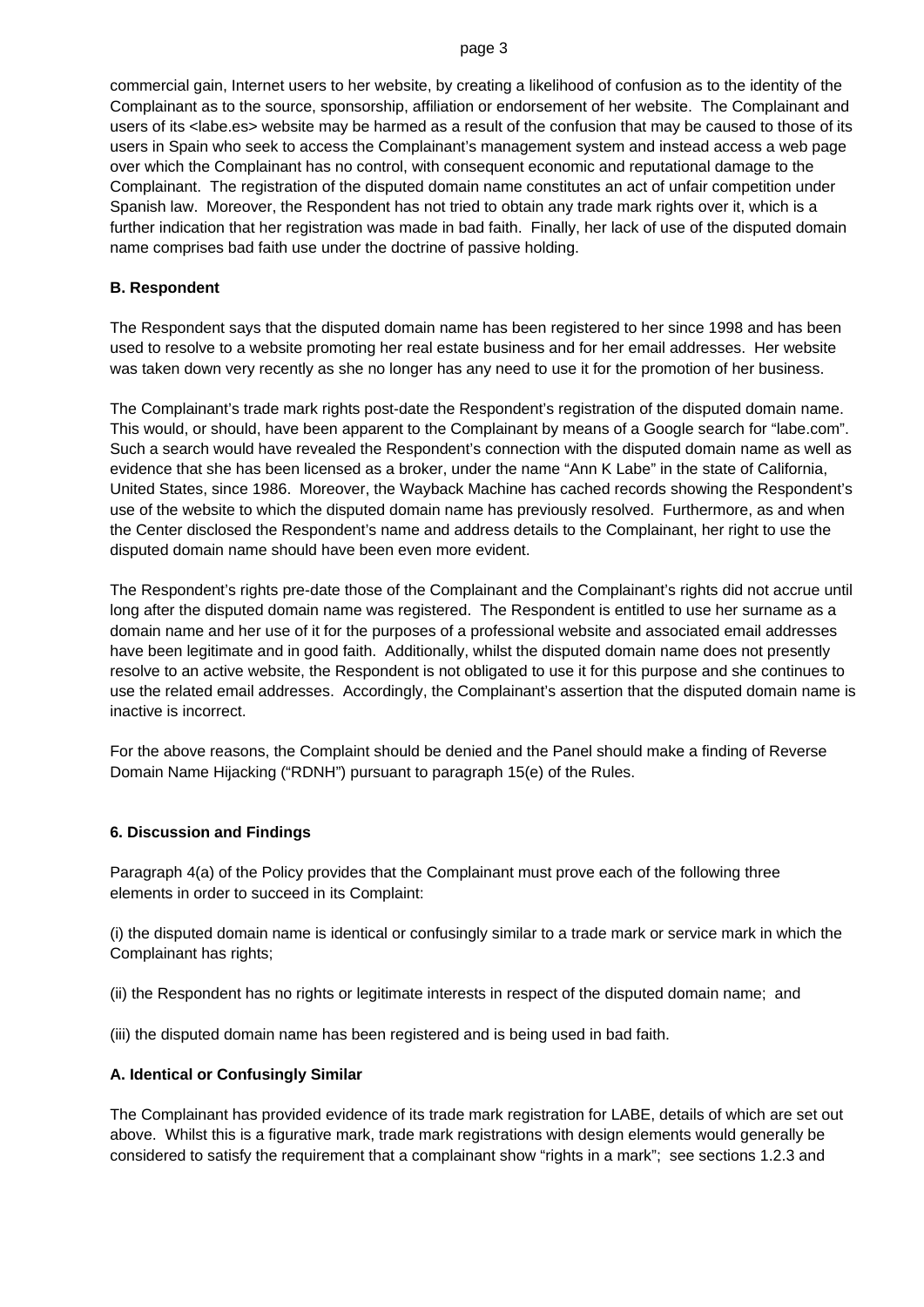commercial gain, Internet users to her website, by creating a likelihood of confusion as to the identity of the Complainant as to the source, sponsorship, affiliation or endorsement of her website. The Complainant and users of its <labe.es> website may be harmed as a result of the confusion that may be caused to those of its users in Spain who seek to access the Complainant's management system and instead access a web page over which the Complainant has no control, with consequent economic and reputational damage to the Complainant. The registration of the disputed domain name constitutes an act of unfair competition under Spanish law. Moreover, the Respondent has not tried to obtain any trade mark rights over it, which is a further indication that her registration was made in bad faith. Finally, her lack of use of the disputed domain name comprises bad faith use under the doctrine of passive holding.

**B. Respondent**

The Respondent says that the disputed domain name has been registered to her since 1998 and has been used to resolve to a website promoting her real estate business and for her email addresses. Her website was taken down very recently as she no longer has any need to use it for the promotion of her business.

The Complainant's trade mark rights post-date the Respondent's registration of the disputed domain name. This would, or should, have been apparent to the Complainant by means of a Google search for "labe.com". Such a search would have revealed the Respondent's connection with the disputed domain name as well as evidence that she has been licensed as a broker, under the name "Ann K Labe" in the state of California, United States, since 1986. Moreover, the Wayback Machine has cached records showing the Respondent's use of the website to which the disputed domain name has previously resolved. Furthermore, as and when the Center disclosed the Respondent's name and address details to the Complainant, her right to use the disputed domain name should have been even more evident.

The Respondent's rights pre-date those of the Complainant and the Complainant's rights did not accrue until long after the disputed domain name was registered. The Respondent is entitled to use her surname as a domain name and her use of it for the purposes of a professional website and associated email addresses have been legitimate and in good faith. Additionally, whilst the disputed domain name does not presently resolve to an active website, the Respondent is not obligated to use it for this purpose and she continues to use the related email addresses. Accordingly, the Complainant's assertion that the disputed domain name is inactive is incorrect.

For the above reasons, the Complaint should be denied and the Panel should make a finding of Reverse Domain Name Hijacking ("RDNH") pursuant to paragraph 15(e) of the Rules.

## 6. Discussion and Findings

Paragraph 4(a) of the Policy provides that the Complainant must prove each of the following three elements in order to succeed in its Complaint:

(i) the disputed domain name is identical or confusingly similar to a trade mark or service mark in which the Complainant has rights;

(ii) the Respondent has no rights or legitimate interests in respect of the disputed domain name; and

(iii) the disputed domain name has been registered and is being used in bad faith.

**A. Identical or Confusingly Similar**

The Complainant has provided evidence of its trade mark registration for LABE, details of which are set out above. Whilst this is a figurative mark, trade mark registrations with design elements would generally be considered to satisfy the requirement that a complainant show "rights in a mark"; see sections 1.2.3 and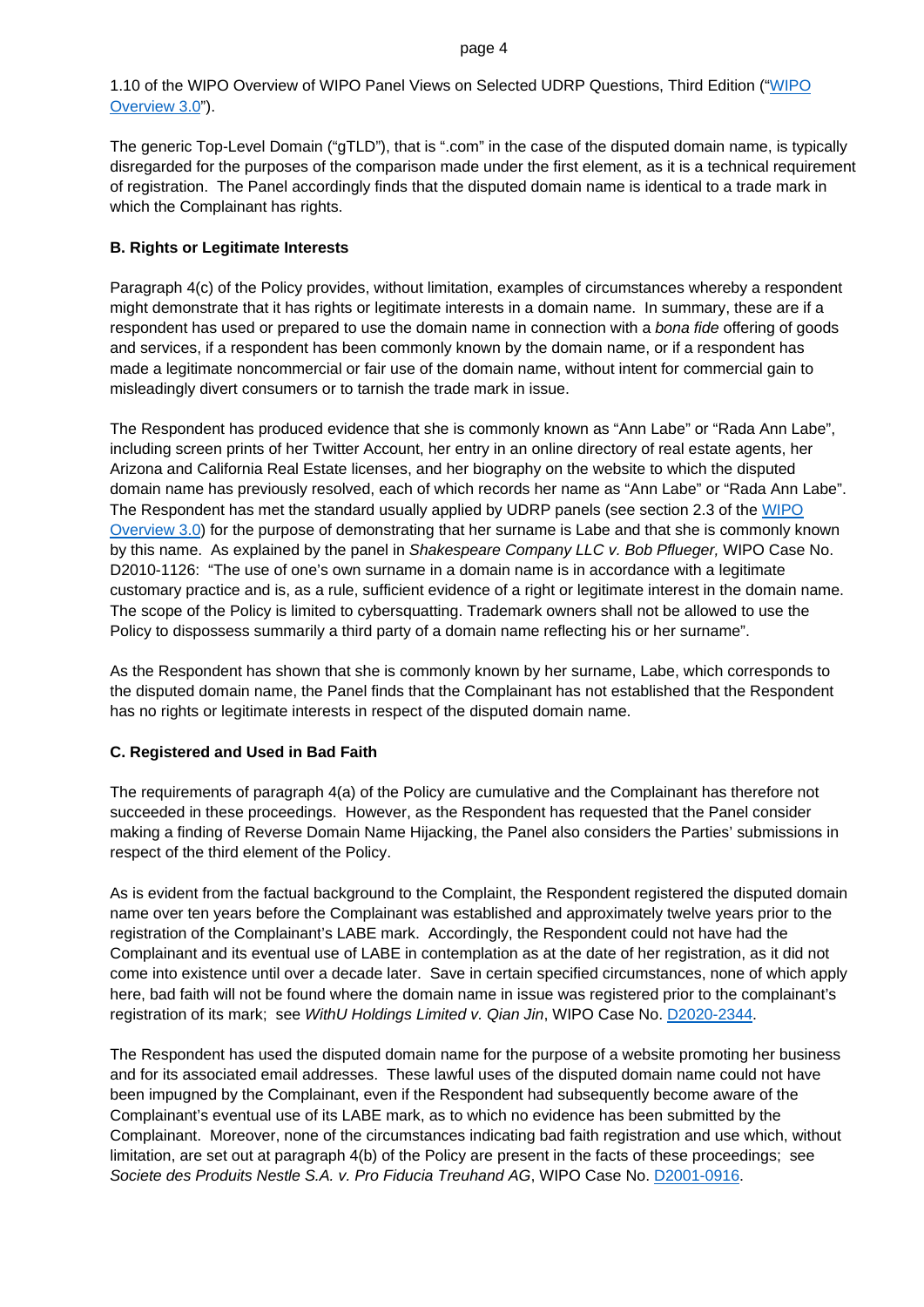1.10 of the WIPO Overview of WIPO Panel Views on Selected UDRP Questions, Third Edition ("WIPO Overview 3.0").

The generic Top-Level Domain ("gTLD"), that is ".com" in the case of the disputed domain name, is typically disregarded for the purposes of the comparison made under the first element, as it is a technical requirement of registration. The Panel accordingly finds that the disputed domain name is identical to a trade mark in which the Complainant has rights.

**B. Rights or Legitimate Interests**

Paragraph 4(c) of the Policy provides, without limitation, examples of circumstances whereby a respondent might demonstrate that it has rights or legitimate interests in a domain name. In summary, these are if a respondent has used or prepared to use the domain name in connection with a *bona fide* offering of goods and services, if a respondent has been commonly known by the domain name, or if a respondent has made a legitimate noncommercial or fair use of the domain name, without intent for commercial gain to misleadingly divert consumers or to tarnish the trade mark in issue.

The Respondent has produced evidence that she is commonly known as "Ann Labe" or "Rada Ann Labe", including screen prints of her Twitter Account, her entry in an online directory of real estate agents, her Arizona and California Real Estate licenses, and her biography on the website to which the disputed domain name has previously resolved, each of which records her name as "Ann Labe" or "Rada Ann Labe". The Respondent has met the standard usually applied by UDRP panels (see section 2.3 of the WIPO Overview 3.0) for the purpose of demonstrating that her surname is Labe and that she is commonly known by this name. As explained by the panel in *Shakespeare Company LLC v. Bob Pflueger,* WIPO Case No. D2010-1126: "The use of one's own surname in a domain name is in accordance with a legitimate customary practice and is, as a rule, sufficient evidence of a right or legitimate interest in the domain name. The scope of the Policy is limited to cybersquatting. Trademark owners shall not be allowed to use the Policy to dispossess summarily a third party of a domain name reflecting his or her surname".

As the Respondent has shown that she is commonly known by her surname, Labe, which corresponds to the disputed domain name, the Panel finds that the Complainant has not established that the Respondent has no rights or legitimate interests in respect of the disputed domain name.

**C. Registered and Used in Bad Faith**

The requirements of paragraph 4(a) of the Policy are cumulative and the Complainant has therefore not succeeded in these proceedings. However, as the Respondent has requested that the Panel consider making a finding of Reverse Domain Name Hijacking, the Panel also considers the Parties' submissions in respect of the third element of the Policy.

As is evident from the factual background to the Complaint, the Respondent registered the disputed domain name over ten years before the Complainant was established and approximately twelve years prior to the registration of the Complainant's LABE mark. Accordingly, the Respondent could not have had the Complainant and its eventual use of LABE in contemplation as at the date of her registration, as it did not come into existence until over a decade later. Save in certain specified circumstances, none of which apply here, bad faith will not be found where the domain name in issue was registered prior to the complainant's registration of its mark; see *WithU Holdings Limited v. Qian Jin*, WIPO Case No. D2020-2344.

The Respondent has used the disputed domain name for the purpose of a website promoting her business and for its associated email addresses. These lawful uses of the disputed domain name could not have been impugned by the Complainant, even if the Respondent had subsequently become aware of the Complainant's eventual use of its LABE mark, as to which no evidence has been submitted by the Complainant. Moreover, none of the circumstances indicating bad faith registration and use which, without limitation, are set out at paragraph 4(b) of the Policy are present in the facts of these proceedings; see *Societe des Produits Nestle S.A. v. Pro Fiducia Treuhand AG*, WIPO Case No. D2001-0916.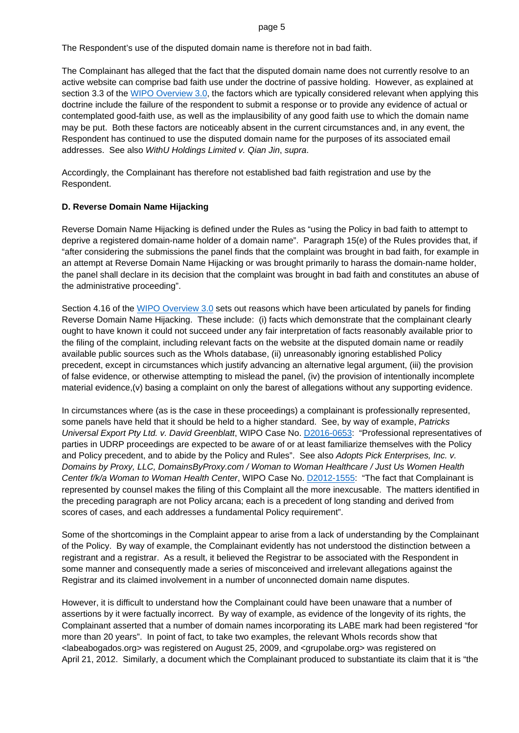The Respondent's use of the disputed domain name is therefore not in bad faith.

The Complainant has alleged that the fact that the disputed domain name does not currently resolve to an active website can comprise bad faith use under the doctrine of passive holding. However, as explained at section 3.3 of the WIPO Overview 3.0, the factors which are typically considered relevant when applying this doctrine include the failure of the respondent to submit a response or to provide any evidence of actual or contemplated good-faith use, as well as the implausibility of any good faith use to which the domain name may be put. Both these factors are noticeably absent in the current circumstances and, in any event, the Respondent has continued to use the disputed domain name for the purposes of its associated email addresses. See also *WithU Holdings Limited v. Qian Jin*, *supra*.

Accordingly, the Complainant has therefore not established bad faith registration and use by the Respondent.

**D. Reverse Domain Name Hijacking**

Reverse Domain Name Hijacking is defined under the Rules as "using the Policy in bad faith to attempt to deprive a registered domain-name holder of a domain name". Paragraph 15(e) of the Rules provides that, if "after considering the submissions the panel finds that the complaint was brought in bad faith, for example in an attempt at Reverse Domain Name Hijacking or was brought primarily to harass the domain-name holder, the panel shall declare in its decision that the complaint was brought in bad faith and constitutes an abuse of the administrative proceeding".

Section 4.16 of the WIPO Overview 3.0 sets out reasons which have been articulated by panels for finding Reverse Domain Name Hijacking. These include: (i) facts which demonstrate that the complainant clearly ought to have known it could not succeed under any fair interpretation of facts reasonably available prior to the filing of the complaint, including relevant facts on the website at the disputed domain name or readily available public sources such as the WhoIs database, (ii) unreasonably ignoring established Policy precedent, except in circumstances which justify advancing an alternative legal argument, (iii) the provision of false evidence, or otherwise attempting to mislead the panel, (iv) the provision of intentionally incomplete material evidence,(v) basing a complaint on only the barest of allegations without any supporting evidence.

In circumstances where (as is the case in these proceedings) a complainant is professionally represented, some panels have held that it should be held to a higher standard. See, by way of example, *Patricks Universal Export Pty Ltd. v. David Greenblatt*, WIPO Case No. D2016-0653: "Professional representatives of parties in UDRP proceedings are expected to be aware of or at least familiarize themselves with the Policy and Policy precedent, and to abide by the Policy and Rules". See also *Adopts Pick Enterprises, Inc. v. Domains by Proxy, LLC, DomainsByProxy.com / Woman to Woman Healthcare / Just Us Women Health Center f/k/a Woman to Woman Health Center*, WIPO Case No. D2012-1555: "The fact that Complainant is represented by counsel makes the filing of this Complaint all the more inexcusable. The matters identified in the preceding paragraph are not Policy arcana; each is a precedent of long standing and derived from scores of cases, and each addresses a fundamental Policy requirement".

Some of the shortcomings in the Complaint appear to arise from a lack of understanding by the Complainant of the Policy. By way of example, the Complainant evidently has not understood the distinction between a registrant and a registrar. As a result, it believed the Registrar to be associated with the Respondent in some manner and consequently made a series of misconceived and irrelevant allegations against the Registrar and its claimed involvement in a number of unconnected domain name disputes.

However, it is difficult to understand how the Complainant could have been unaware that a number of assertions by it were factually incorrect. By way of example, as evidence of the longevity of its rights, the Complainant asserted that a number of domain names incorporating its LABE mark had been registered "for more than 20 years". In point of fact, to take two examples, the relevant WhoIs records show that <labeabogados.org> was registered on August 25, 2009, and <grupolabe.org> was registered on April 21, 2012. Similarly, a document which the Complainant produced to substantiate its claim that it is "the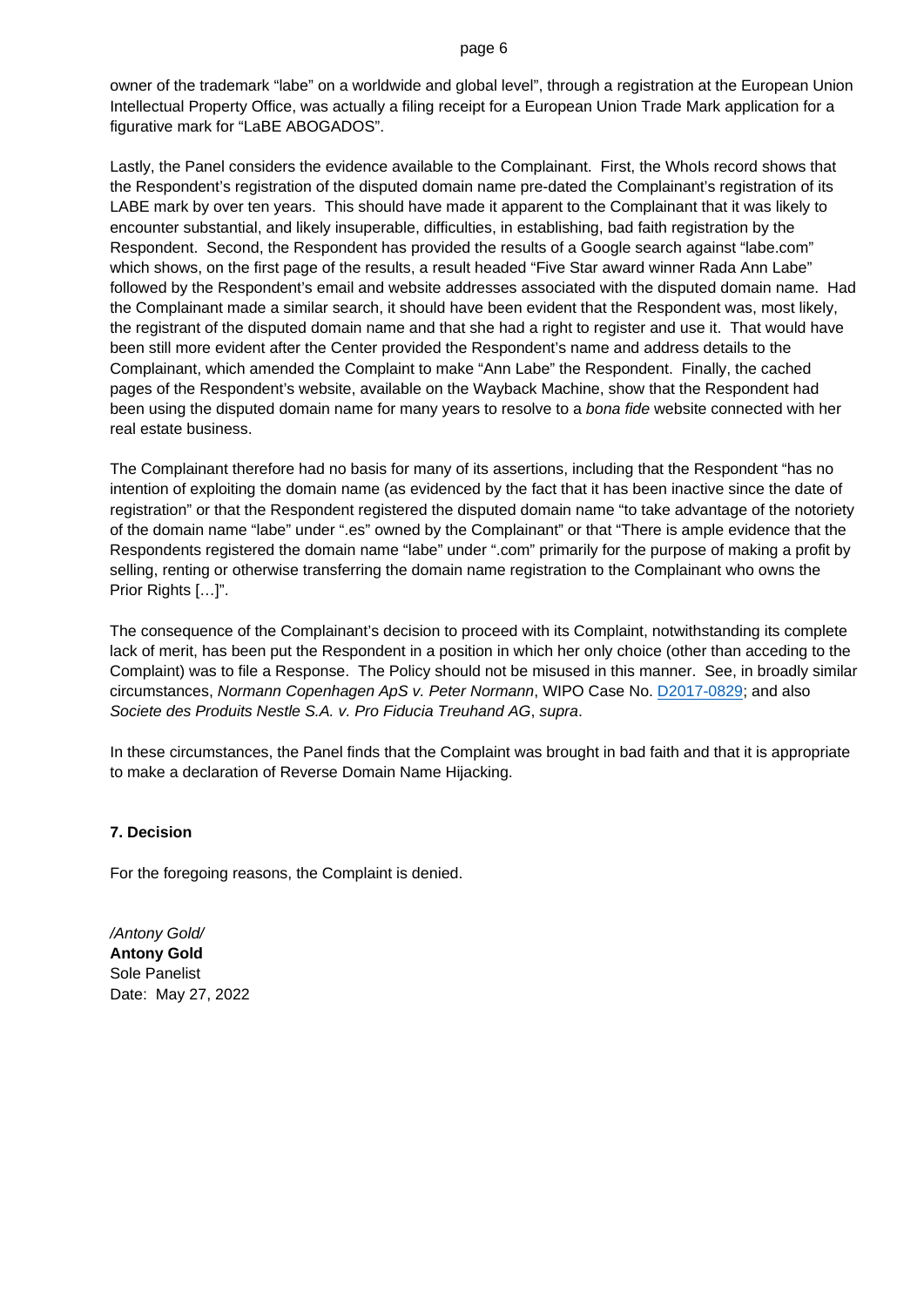owner of the trademark "labe" on a worldwide and global level", through a registration at the European Union Intellectual Property Office, was actually a filing receipt for a European Union Trade Mark application for a figurative mark for "LaBE ABOGADOS".

Lastly, the Panel considers the evidence available to the Complainant. First, the WhoIs record shows that the Respondent's registration of the disputed domain name pre-dated the Complainant's registration of its LABE mark by over ten years. This should have made it apparent to the Complainant that it was likely to encounter substantial, and likely insuperable, difficulties, in establishing, bad faith registration by the Respondent. Second, the Respondent has provided the results of a Google search against "labe.com" which shows, on the first page of the results, a result headed "Five Star award winner Rada Ann Labe" followed by the Respondent's email and website addresses associated with the disputed domain name. Had the Complainant made a similar search, it should have been evident that the Respondent was, most likely, the registrant of the disputed domain name and that she had a right to register and use it. That would have been still more evident after the Center provided the Respondent's name and address details to the Complainant, which amended the Complaint to make "Ann Labe" the Respondent. Finally, the cached pages of the Respondent's website, available on the Wayback Machine, show that the Respondent had been using the disputed domain name for many years to resolve to a *bona fide* website connected with her real estate business.

The Complainant therefore had no basis for many of its assertions, including that the Respondent "has no intention of exploiting the domain name (as evidenced by the fact that it has been inactive since the date of registration" or that the Respondent registered the disputed domain name "to take advantage of the notoriety of the domain name "labe" under ".es" owned by the Complainant" or that "There is ample evidence that the Respondents registered the domain name "labe" under ".com" primarily for the purpose of making a profit by selling, renting or otherwise transferring the domain name registration to the Complainant who owns the Prior Rights […]".

The consequence of the Complainant's decision to proceed with its Complaint, notwithstanding its complete lack of merit, has been put the Respondent in a position in which her only choice (other than acceding to the Complaint) was to file a Response. The Policy should not be misused in this manner. See, in broadly similar circumstances, *Normann Copenhagen ApS v. Peter Normann*, WIPO Case No. D2017-0829; and also *Societe des Produits Nestle S.A. v. Pro Fiducia Treuhand AG*, *supra*.

In these circumstances, the Panel finds that the Complaint was brought in bad faith and that it is appropriate to make a declaration of Reverse Domain Name Hijacking.

**7. Decision**

For the foregoing reasons, the Complaint is denied.

*/Antony Gold/*
**Antony Gold**
Sole Panelist
Date: May 27, 2022